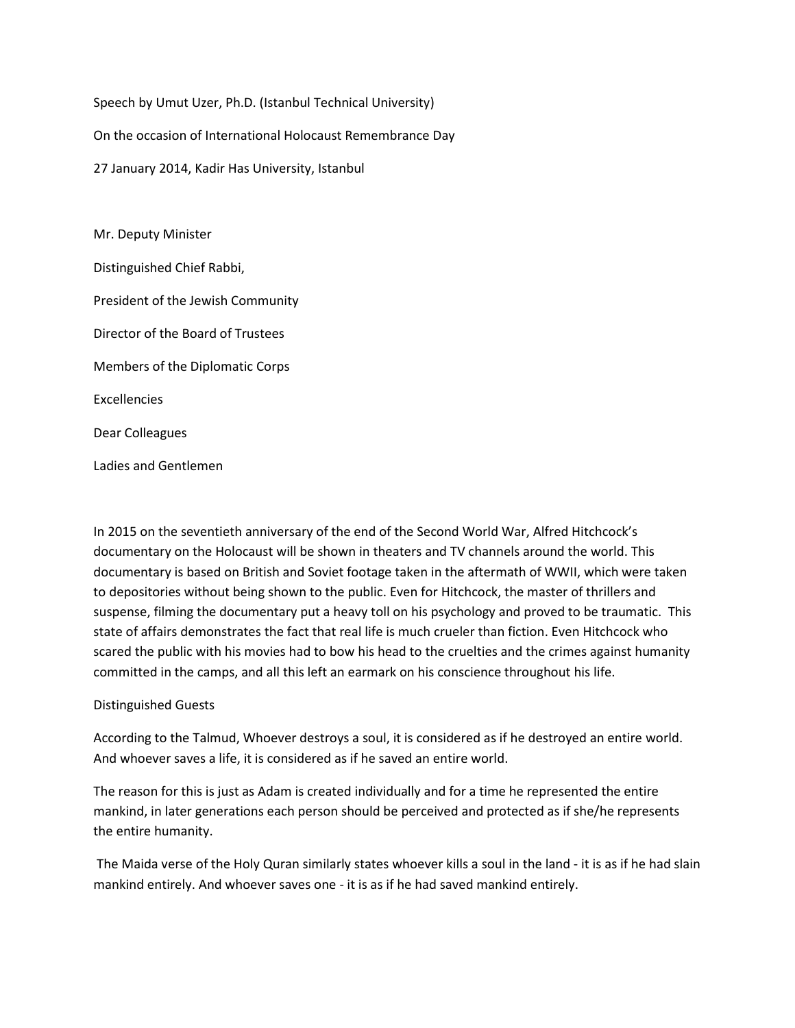Speech by Umut Uzer, Ph.D. (Istanbul Technical University)

On the occasion of International Holocaust Remembrance Day

27 January 2014, Kadir Has University, Istanbul

Mr. Deputy Minister

Distinguished Chief Rabbi,

President of the Jewish Community

Director of the Board of Trustees

Members of the Diplomatic Corps

Excellencies

Dear Colleagues

Ladies and Gentlemen

In 2015 on the seventieth anniversary of the end of the Second World War, Alfred Hitchcock's documentary on the Holocaust will be shown in theaters and TV channels around the world. This documentary is based on British and Soviet footage taken in the aftermath of WWII, which were taken to depositories without being shown to the public. Even for Hitchcock, the master of thrillers and suspense, filming the documentary put a heavy toll on his psychology and proved to be traumatic. This state of affairs demonstrates the fact that real life is much crueler than fiction. Even Hitchcock who scared the public with his movies had to bow his head to the cruelties and the crimes against humanity committed in the camps, and all this left an earmark on his conscience throughout his life.

Distinguished Guests

According to the Talmud, Whoever destroys a soul, it is considered as if he destroyed an entire world. And whoever saves a life, it is considered as if he saved an entire world.

The reason for this is just as Adam is created individually and for a time he represented the entire mankind, in later generations each person should be perceived and protected as if she/he represents the entire humanity.

The Maida verse of the Holy Quran similarly states whoever kills a soul in the land - it is as if he had slain mankind entirely. And whoever saves one - it is as if he had saved mankind entirely.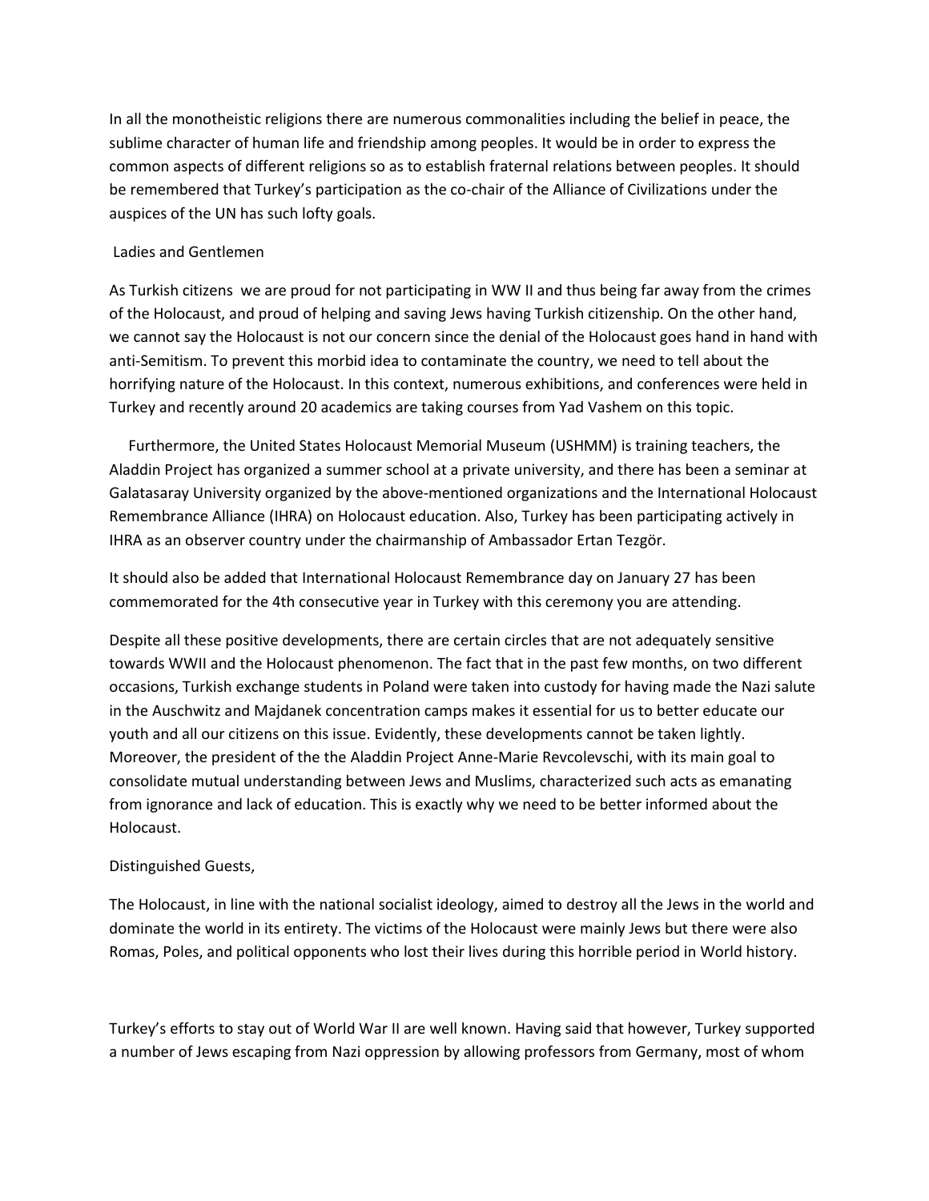In all the monotheistic religions there are numerous commonalities including the belief in peace, the sublime character of human life and friendship among peoples. It would be in order to express the common aspects of different religions so as to establish fraternal relations between peoples. It should be remembered that Turkey's participation as the co-chair of the Alliance of Civilizations under the auspices of the UN has such lofty goals.

Ladies and Gentlemen

As Turkish citizens we are proud for not participating in WW II and thus being far away from the crimes of the Holocaust, and proud of helping and saving Jews having Turkish citizenship. On the other hand, we cannot say the Holocaust is not our concern since the denial of the Holocaust goes hand in hand with anti-Semitism. To prevent this morbid idea to contaminate the country, we need to tell about the horrifying nature of the Holocaust. In this context, numerous exhibitions, and conferences were held in Turkey and recently around 20 academics are taking courses from Yad Vashem on this topic.

Furthermore, the United States Holocaust Memorial Museum (USHMM) is training teachers, the Aladdin Project has organized a summer school at a private university, and there has been a seminar at Galatasaray University organized by the above-mentioned organizations and the International Holocaust Remembrance Alliance (IHRA) on Holocaust education. Also, Turkey has been participating actively in IHRA as an observer country under the chairmanship of Ambassador Ertan Tezgör.

It should also be added that International Holocaust Remembrance day on January 27 has been commemorated for the 4th consecutive year in Turkey with this ceremony you are attending.

Despite all these positive developments, there are certain circles that are not adequately sensitive towards WWII and the Holocaust phenomenon. The fact that in the past few months, on two different occasions, Turkish exchange students in Poland were taken into custody for having made the Nazi salute in the Auschwitz and Majdanek concentration camps makes it essential for us to better educate our youth and all our citizens on this issue. Evidently, these developments cannot be taken lightly. Moreover, the president of the the Aladdin Project Anne-Marie Revcolevschi, with its main goal to consolidate mutual understanding between Jews and Muslims, characterized such acts as emanating from ignorance and lack of education. This is exactly why we need to be better informed about the Holocaust.

Distinguished Guests,

The Holocaust, in line with the national socialist ideology, aimed to destroy all the Jews in the world and dominate the world in its entirety. The victims of the Holocaust were mainly Jews but there were also Romas, Poles, and political opponents who lost their lives during this horrible period in World history.

Turkey's efforts to stay out of World War II are well known. Having said that however, Turkey supported a number of Jews escaping from Nazi oppression by allowing professors from Germany, most of whom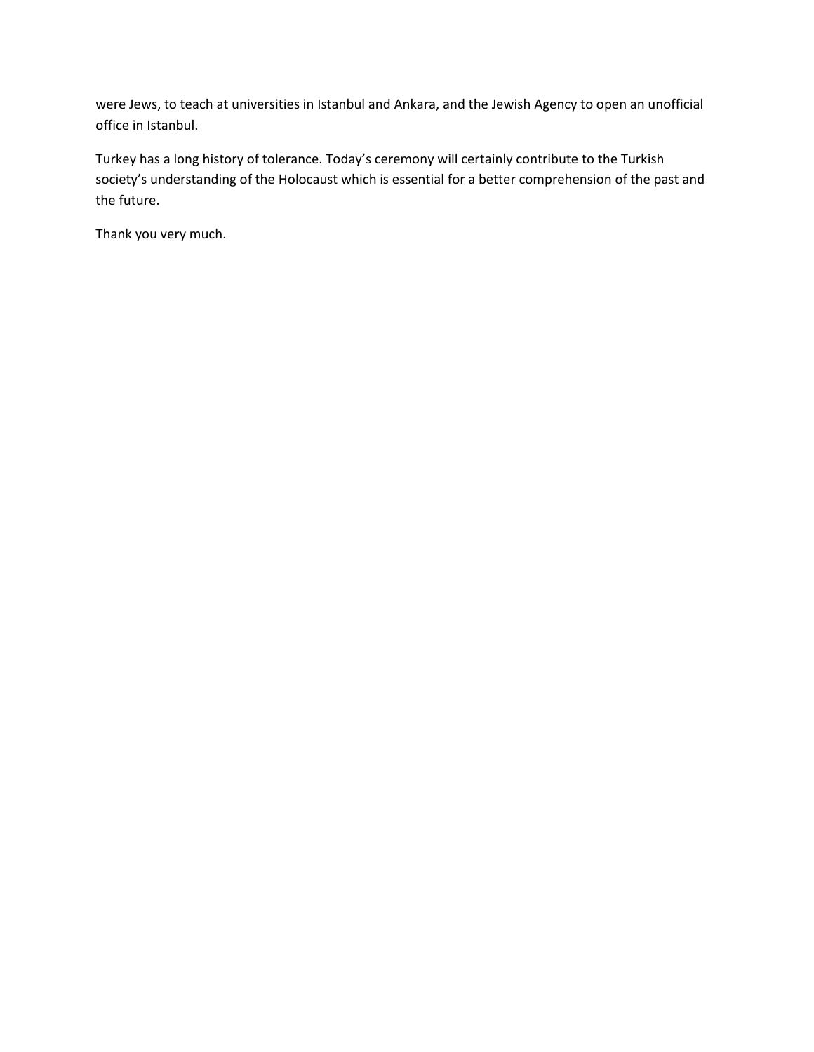were Jews, to teach at universities in Istanbul and Ankara, and the Jewish Agency to open an unofficial office in Istanbul.

Turkey has a long history of tolerance. Today's ceremony will certainly contribute to the Turkish society's understanding of the Holocaust which is essential for a better comprehension of the past and the future.

Thank you very much.